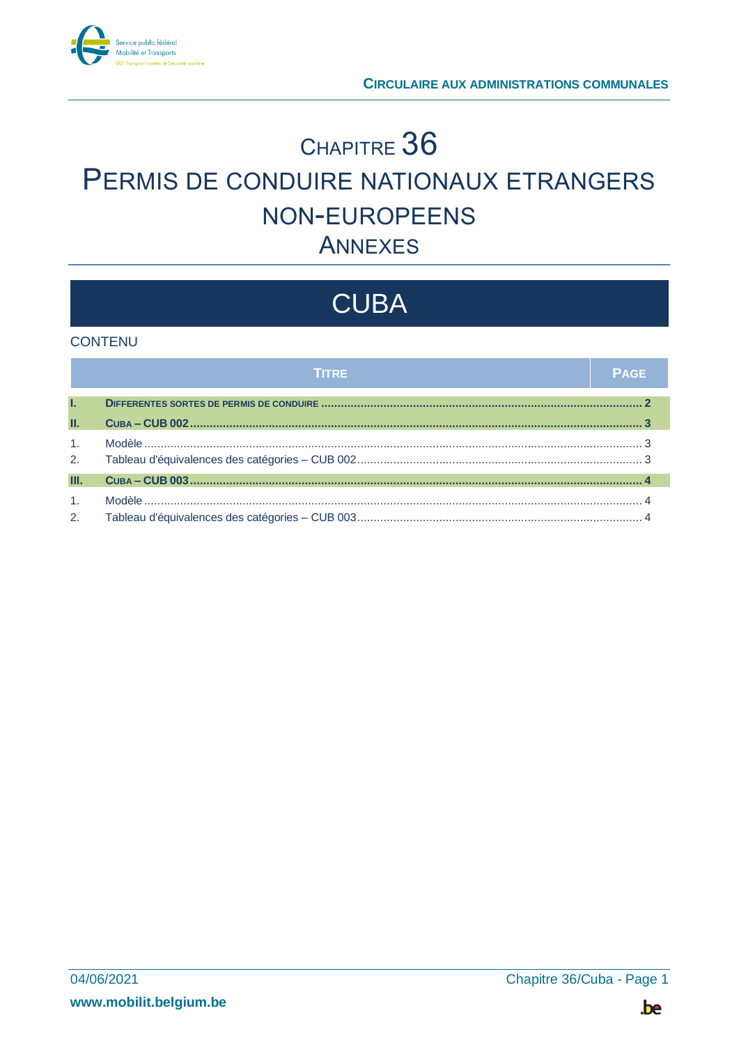# CHAPITRE 36

# PERMIS DE CONDUIRE NATIONAUX ETRANGERS NON-EUROPEENS

## ANNEXES

# CUBA

## CONTENU

| | TITRE | PAGE |
|---|---|---|
| **I.** | **DIFFERENTES SORTES DE PERMIS DE CONDUIRE** | **2** |
| **II.** | **CUBA – CUB 002** | **3** |
| 1. | Modèle | 3 |
| 2. | Tableau d'équivalences des catégories – CUB 002 | 3 |
| **III.** | **CUBA – CUB 003** | **4** |
| 1. | Modèle | 4 |
| 2. | Tableau d'équivalences des catégories – CUB 003 | 4 |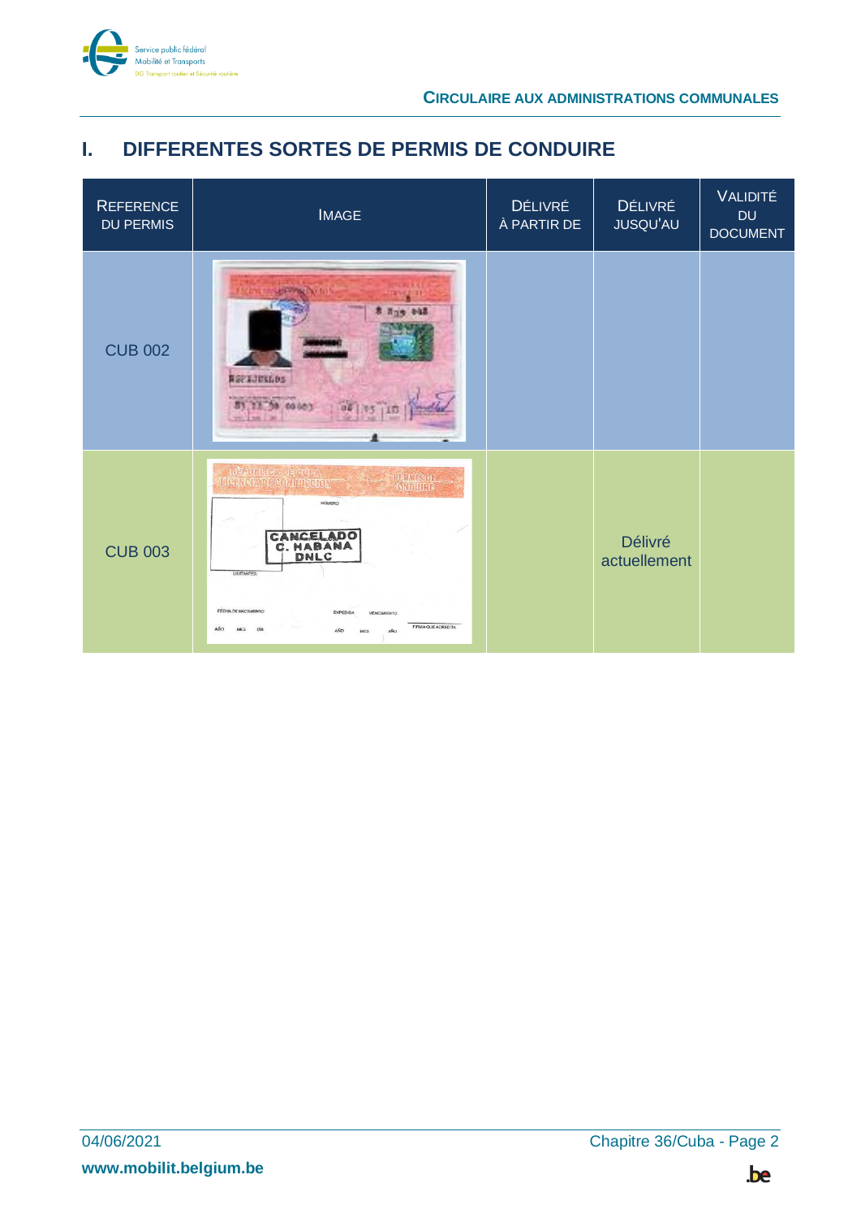# I. DIFFERENTES SORTES DE PERMIS DE CONDUIRE

| REFERENCE DU PERMIS | IMAGE | DÉLIVRÉ À PARTIR DE | DÉLIVRÉ JUSQU'AU | VALIDITÉ DU DOCUMENT |
|---|---|---|---|---|
| CUB 002 | | | | |
| CUB 003 | | | Délivré actuellement | |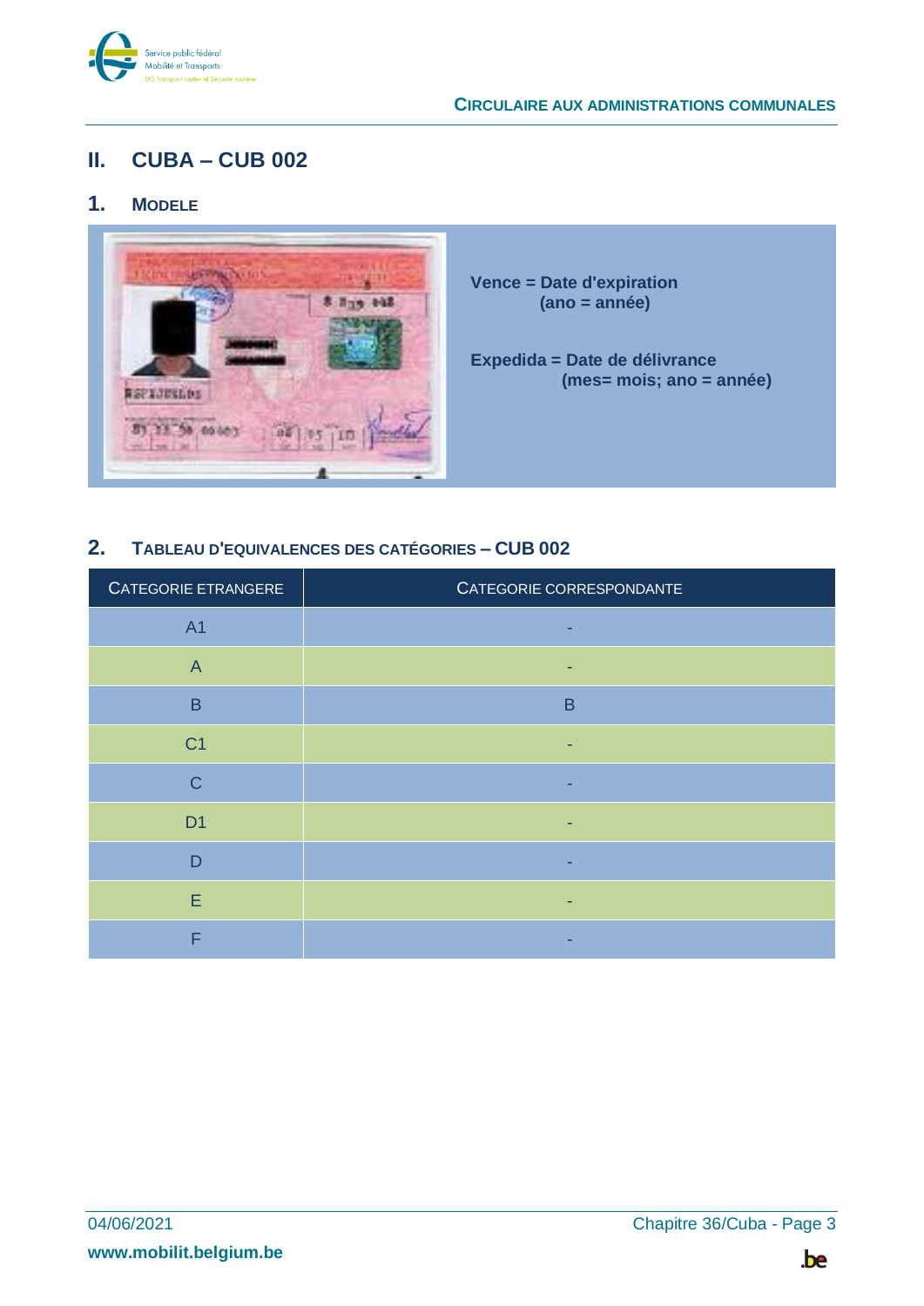## II. CUBA – CUB 002

### 1. MODELE

Vence = Date d'expiration
(ano = année)

Expedida = Date de délivrance
(mes= mois; ano = année)

### 2. TABLEAU D'EQUIVALENCES DES CATÉGORIES – CUB 002

| CATEGORIE ETRANGERE | CATEGORIE CORRESPONDANTE |
|---|---|
| A1 | - |
| A | - |
| B | B |
| C1 | - |
| C | - |
| D1 | - |
| D | - |
| E | - |
| F | - |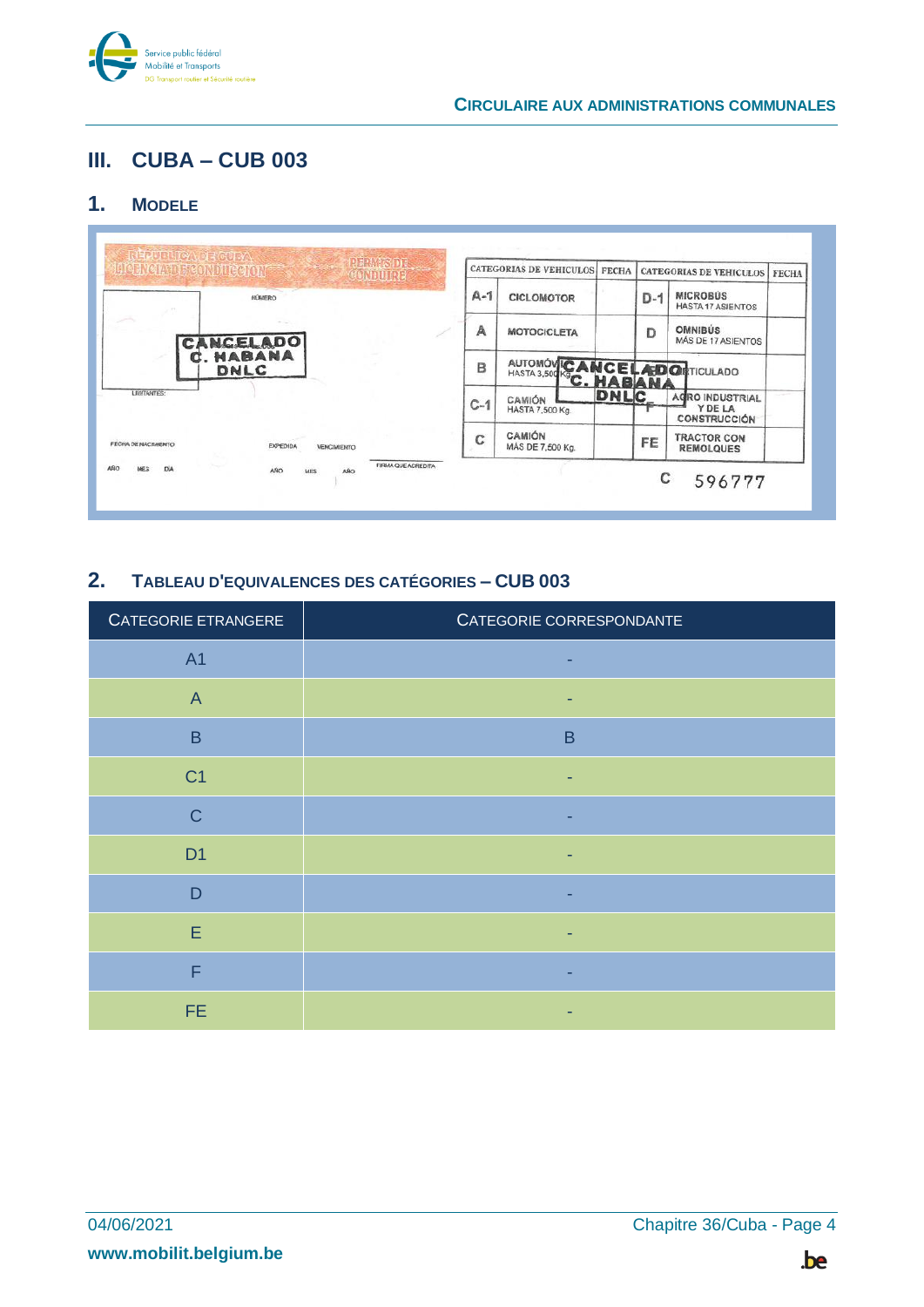# III. CUBA – CUB 003

## 1. MODELE

## 2. TABLEAU D'EQUIVALENCES DES CATÉGORIES – CUB 003

| CATEGORIE ETRANGERE | CATEGORIE CORRESPONDANTE |
|---|---|
| A1 | - |
| A | - |
| B | B |
| C1 | - |
| C | - |
| D1 | - |
| D | - |
| E | - |
| F | - |
| FE | - |